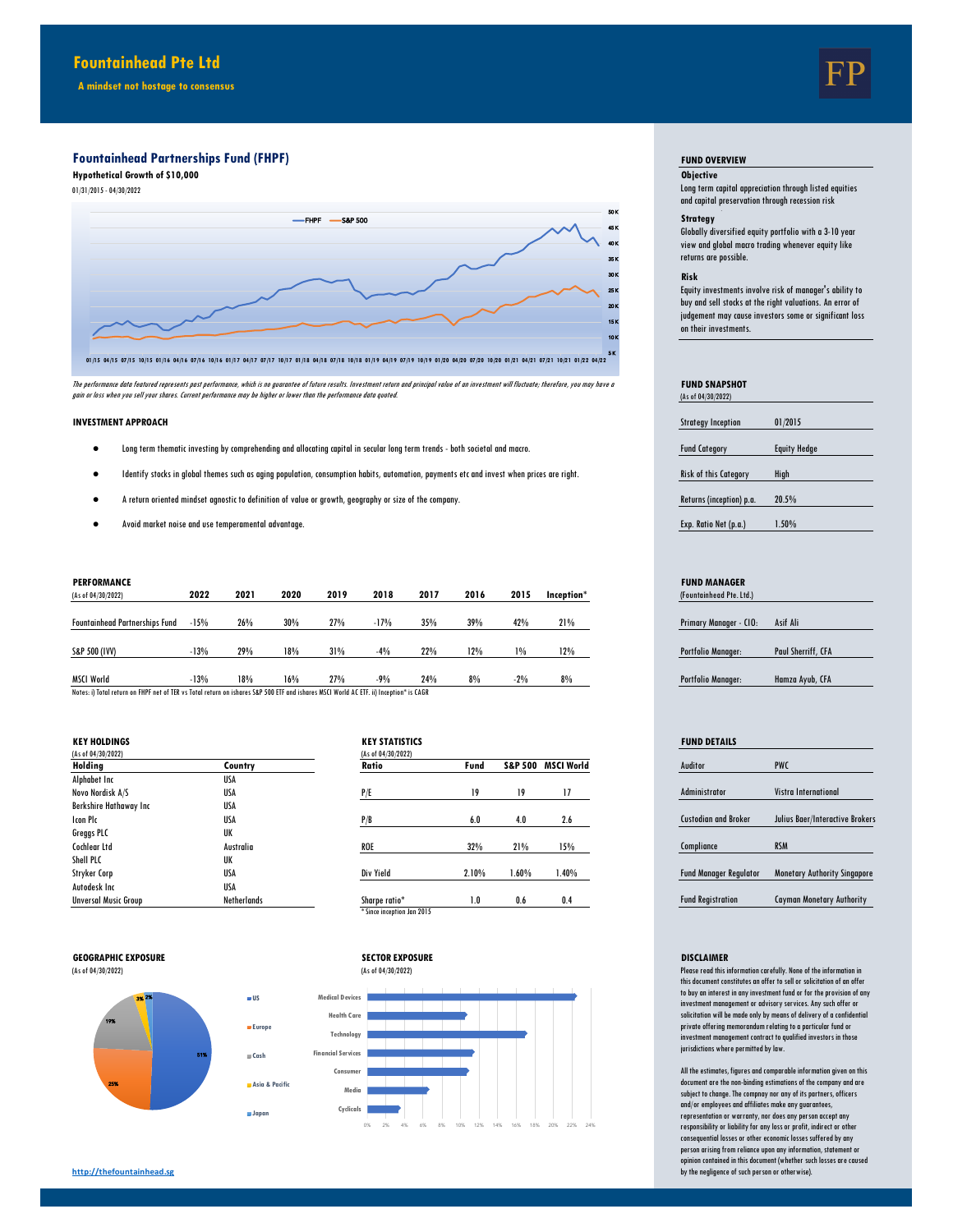# Fountainhead Pte Ltd

**A mindset not hostage to consensus**

FP

## Fountainhead Partnerships Fund (FHPF)

**Hypothetical Growth of $10,000**

01/31/2015 - 04/30/2022

*The performance data featured represents past performance, which is no guarantee of future results. Investment return and principal value of an investment will fluctuate; therefore, you may have a gain or loss when you sell your shares. Current performance may be higher or lower than the performance data quoted.*

### INVESTMENT APPROACH

- Long term thematic investing by comprehending and allocating capital in secular long term trends - both societal and macro.
- Identify stocks in global themes such as aging population, consumption habits, automation, payments etc and invest when prices are right.
- A return oriented mindset agnostic to definition of value or growth, geography or size of the company.
- Avoid market noise and use temperamental advantage.

### PERFORMANCE

(As of 04/30/2022)

| | 2022 | 2021 | 2020 | 2019 | 2018 | 2017 | 2016 | 2015 | Inception* |
|---|---|---|---|---|---|---|---|---|---|
| Fountainhead Partnerships Fund | -15% | 26% | 30% | 27% | -17% | 35% | 39% | 42% | 21% |
| S&P 500 (IVV) | -13% | 29% | 18% | 31% | -4% | 22% | 12% | 1% | 12% |
| MSCI World | -13% | 18% | 16% | 27% | -9% | 24% | 8% | -2% | 8% |

Notes: i) Total return on FHPF net of TER vs Total return on ishares S&P 500 ETF and ishares MSCI World AC ETF. ii) Inception* is CAGR

### KEY HOLDINGS

(As of 04/30/2022)

| Holding | Country |
|---|---|
| Alphabet Inc | USA |
| Novo Nordisk A/S | USA |
| Berkshire Hathaway Inc | USA |
| Icon Plc | USA |
| Greggs PLC | UK |
| Cochlear Ltd | Australia |
| Shell PLC | UK |
| Stryker Corp | USA |
| Autodesk Inc | USA |
| Unversal Music Group | Netherlands |

### KEY STATISTICS

(As of 04/30/2022)

| Ratio | Fund | S&P 500 | MSCI World |
|---|---|---|---|
| P/E | 19 | 19 | 17 |
| P/B | 6.0 | 4.0 | 2.6 |
| ROE | 32% | 21% | 15% |
| Div Yield | 2.10% | 1.60% | 1.40% |
| Sharpe ratio* | 1.0 | 0.6 | 0.4 |

\* Since inception Jan 2015

### GEOGRAPHIC EXPOSURE

(As of 04/30/2022)

- US: 51%
- Europe: 25%
- Cash: 19%
- Asia & Pacific: 3%
- Japan: 2%

### SECTOR EXPOSURE

(As of 04/30/2022)

Medical Devices, Health Care, Technology, Financial Services, Consumer, Media, Cyclicals

http://thefountainhead.sg

### FUND OVERVIEW

**Objective**

Long term capital appreciation through listed equities and capital preservation through recession risk

**Strategy**

Globally diversified equity portfolio with a 3-10 year view and global macro trading whenever equity like returns are possible.

**Risk**

Equity investments involve risk of manager's ability to buy and sell stocks at the right valuations. An error of judgement may cause investors some or significant loss on their investments.

### FUND SNAPSHOT

(As of 04/30/2022)

| | |
|---|---|
| Strategy Inception | 01/2015 |
| Fund Category | Equity Hedge |
| Risk of this Category | High |
| Returns (inception) p.a. | 20.5% |
| Exp. Ratio Net (p.a.) | 1.50% |

### FUND MANAGER

(Fountainhead Pte. Ltd.)

| | |
|---|---|
| Primary Manager - CIO: | Asif Ali |
| Portfolio Manager: | Paul Sherriff, CFA |
| Portfolio Manager: | Hamza Ayub, CFA |

### FUND DETAILS

| | |
|---|---|
| Auditor | PWC |
| Administrator | Vistra International |
| Custodian and Broker | Julius Baer/Interactive Brokers |
| Compliance | RSM |
| Fund Manager Regulator | Monetary Authority Singapore |
| Fund Registration | Cayman Monetary Authority |

### DISCLAIMER

Please read this information carefully. None of the information in this document constitutes an offer to sell or solicitation of an offer to buy an interest in any investment fund or for the provision of any investment management or advisory services. Any such offer or solicitation will be made only by means of delivery of a confidential private offering memorandum relating to a particular fund or investment management contract to qualified investors in those jurisdictions where permitted by law.

All the estimates, figures and comparable information given on this document are the non-binding estimations of the company and are subject to change. The compnay nor any of its partners, officers and/or employees and affiliates make any guarantees, representation or warranty, nor does any person accept any responsibility or liability for any loss or profit, indirect or other consequential losses or other economic losses suffered by any person arising from reliance upon any information, statement or opinion contained in this document (whether such losses are caused by the negligence of such person or otherwise).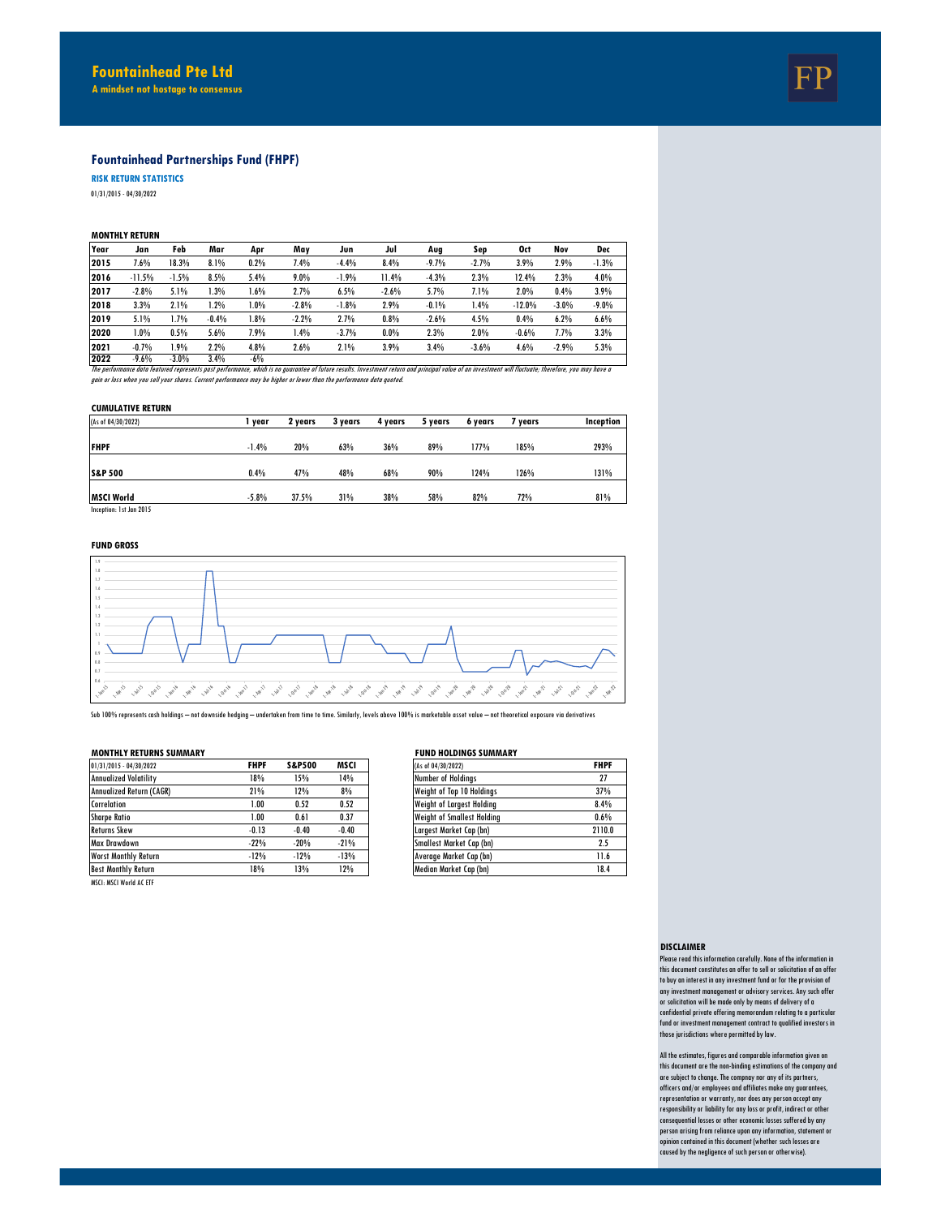# Fountainhead Pte Ltd

**A mindset not hostage to consensus**

FP

## Fountainhead Partnerships Fund (FHPF)

**RISK RETURN STATISTICS**

01/31/2015 - 04/30/2022

### MONTHLY RETURN

| Year | Jan | Feb | Mar | Apr | May | Jun | Jul | Aug | Sep | Oct | Nov | Dec |
|---|---|---|---|---|---|---|---|---|---|---|---|---|
| 2015 | 7.6% | 18.3% | 8.1% | 0.2% | 7.4% | -4.4% | 8.4% | -9.7% | -2.7% | 3.9% | 2.9% | -1.3% |
| 2016 | -11.5% | -1.5% | 8.5% | 5.4% | 9.0% | -1.9% | 11.4% | -4.3% | 2.3% | 12.4% | 2.3% | 4.0% |
| 2017 | -2.8% | 5.1% | 1.3% | 1.6% | 2.7% | 6.5% | -2.6% | 5.7% | 7.1% | 2.0% | 0.4% | 3.9% |
| 2018 | 3.3% | 2.1% | 1.2% | 1.0% | -2.8% | -1.8% | 2.9% | -0.1% | 1.4% | -12.0% | -3.0% | -9.0% |
| 2019 | 5.1% | 1.7% | -0.4% | 1.8% | -2.2% | 2.7% | 0.8% | -2.6% | 4.5% | 0.4% | 6.2% | 6.6% |
| 2020 | 1.0% | 0.5% | 5.6% | 7.9% | 1.4% | -3.7% | 0.0% | 2.3% | 2.0% | -0.6% | 7.7% | 3.3% |
| 2021 | -0.7% | 1.9% | 2.2% | 4.8% | 2.6% | 2.1% | 3.9% | 3.4% | -3.6% | 4.6% | -2.9% | 5.3% |
| 2022 | -9.6% | -3.0% | 3.4% | -6% | | | | | | | | |

*The performance data featured represents past performance, which is no guarantee of future results. Investment return and principal value of an investment will fluctuate; therefore, you may have a gain or loss when you sell your shares. Current performance may be higher or lower than the performance data quoted.*

### CUMULATIVE RETURN

| (As of 04/30/2022) | 1 year | 2 years | 3 years | 4 years | 5 years | 6 years | 7 years | Inception |
|---|---|---|---|---|---|---|---|---|
| **FHPF** | -1.4% | 20% | 63% | 36% | 89% | 177% | 185% | 293% |
| **S&P 500** | 0.4% | 47% | 48% | 68% | 90% | 124% | 126% | 131% |
| **MSCI World** | -5.8% | 37.5% | 31% | 38% | 58% | 82% | 72% | 81% |

Inception: 1st Jan 2015

### FUND GROSS

1.9
1.8
1.7
1.6
1.5
1.4
1.3
1.2
1.1
1
0.9
0.8
0.7
0.6

Sub 100% represents cash holdings – not downside hedging – undertaken from time to time. Similarly, levels above 100% is marketable asset value – not theoretical exposure via derivatives

### MONTHLY RETURNS SUMMARY

| 01/31/2015 - 04/30/2022 | FHPF | S&P500 | MSCI |
|---|---|---|---|
| Annualized Volatility | 18% | 15% | 14% |
| Annualized Return (CAGR) | 21% | 12% | 8% |
| Correlation | 1.00 | 0.52 | 0.52 |
| Sharpe Ratio | 1.00 | 0.61 | 0.37 |
| Returns Skew | -0.13 | -0.40 | -0.40 |
| Max Drawdown | -22% | -20% | -21% |
| Worst Monthly Return | -12% | -12% | -13% |
| Best Monthly Return | 18% | 13% | 12% |

MSCI: MSCI World AC ETF

### FUND HOLDINGS SUMMARY

| (As of 04/30/2022) | FHPF |
|---|---|
| Number of Holdings | 27 |
| Weight of Top 10 Holdings | 37% |
| Weight of Largest Holding | 8.4% |
| Weight of Smallest Holding | 0.6% |
| Largest Market Cap (bn) | 2110.0 |
| Smallest Market Cap (bn) | 2.5 |
| Average Market Cap (bn) | 11.6 |
| Median Market Cap (bn) | 18.4 |

### DISCLAIMER

Please read this information carefully. None of the information in this document constitutes an offer to sell or solicitation of an offer to buy an interest in any investment fund or for the provision of any investment management or advisory services. Any such offer or solicitation will be made only by means of delivery of a confidential private offering memorandum relating to a particular fund or investment management contract to qualified investors in those jurisdictions where permitted by law.

All the estimates, figures and comparable information given on this document are the non-binding estimations of the company and are subject to change. The compnay nor any of its partners, officers and/or employees and affiliates make any guarantees, representation or warranty, nor does any person accept any responsibility or liability for any loss or profit, indirect or other consequential losses or other economic losses suffered by any person arising from reliance upon any information, statement or opinion contained in this document (whether such losses are caused by the negligence of such person or otherwise).